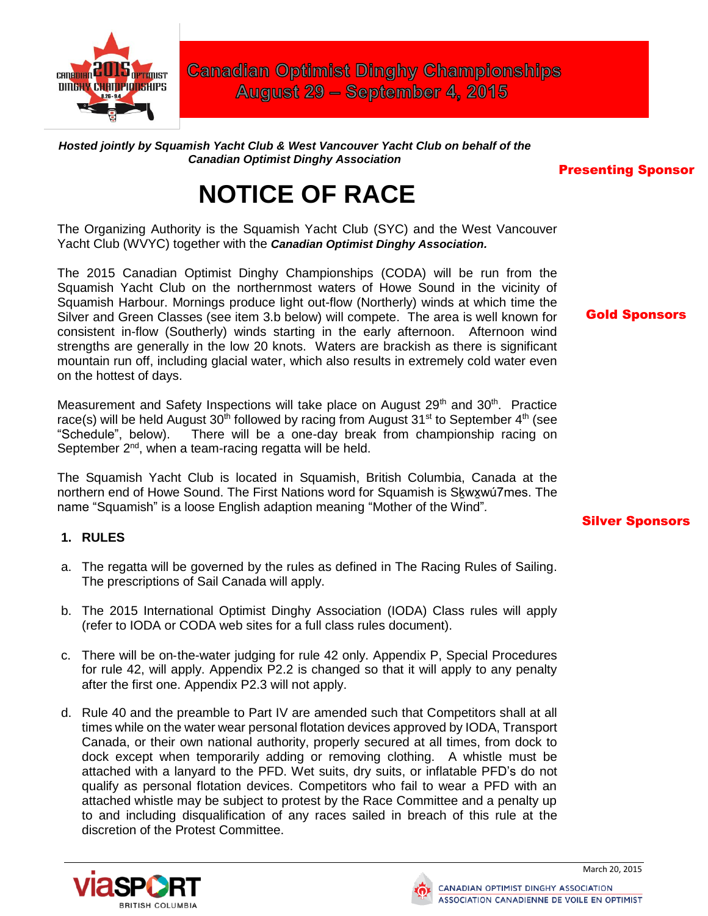# Canadian Optimist Dinghy Championships
## August 29 – September 4, 2015

***Hosted jointly by Squamish Yacht Club & West Vancouver Yacht Club on behalf of the Canadian Optimist Dinghy Association***

**Presenting Sponsor**

# NOTICE OF RACE

The Organizing Authority is the Squamish Yacht Club (SYC) and the West Vancouver Yacht Club (WVYC) together with the ***Canadian Optimist Dinghy Association.***

The 2015 Canadian Optimist Dinghy Championships (CODA) will be run from the Squamish Yacht Club on the northernmost waters of Howe Sound in the vicinity of Squamish Harbour. Mornings produce light out-flow (Northerly) winds at which time the Silver and Green Classes (see item 3.b below) will compete. The area is well known for consistent in-flow (Southerly) winds starting in the early afternoon. Afternoon wind strengths are generally in the low 20 knots. Waters are brackish as there is significant mountain run off, including glacial water, which also results in extremely cold water even on the hottest of days.

**Gold Sponsors**

Measurement and Safety Inspections will take place on August 29th and 30th. Practice race(s) will be held August 30th followed by racing from August 31st to September 4th (see "Schedule", below). There will be a one-day break from championship racing on September 2nd, when a team-racing regatta will be held.

The Squamish Yacht Club is located in Squamish, British Columbia, Canada at the northern end of Howe Sound. The First Nations word for Squamish is Sḵwx̱wú7mes. The name "Squamish" is a loose English adaption meaning "Mother of the Wind".

**Silver Sponsors**

## 1. RULES

a. The regatta will be governed by the rules as defined in The Racing Rules of Sailing. The prescriptions of Sail Canada will apply.

b. The 2015 International Optimist Dinghy Association (IODA) Class rules will apply (refer to IODA or CODA web sites for a full class rules document).

c. There will be on-the-water judging for rule 42 only. Appendix P, Special Procedures for rule 42, will apply. Appendix P2.2 is changed so that it will apply to any penalty after the first one. Appendix P2.3 will not apply.

d. Rule 40 and the preamble to Part IV are amended such that Competitors shall at all times while on the water wear personal flotation devices approved by IODA, Transport Canada, or their own national authority, properly secured at all times, from dock to dock except when temporarily adding or removing clothing. A whistle must be attached with a lanyard to the PFD. Wet suits, dry suits, or inflatable PFD's do not qualify as personal flotation devices. Competitors who fail to wear a PFD with an attached whistle may be subject to protest by the Race Committee and a penalty up to and including disqualification of any races sailed in breach of this rule at the discretion of the Protest Committee.

March 20, 2015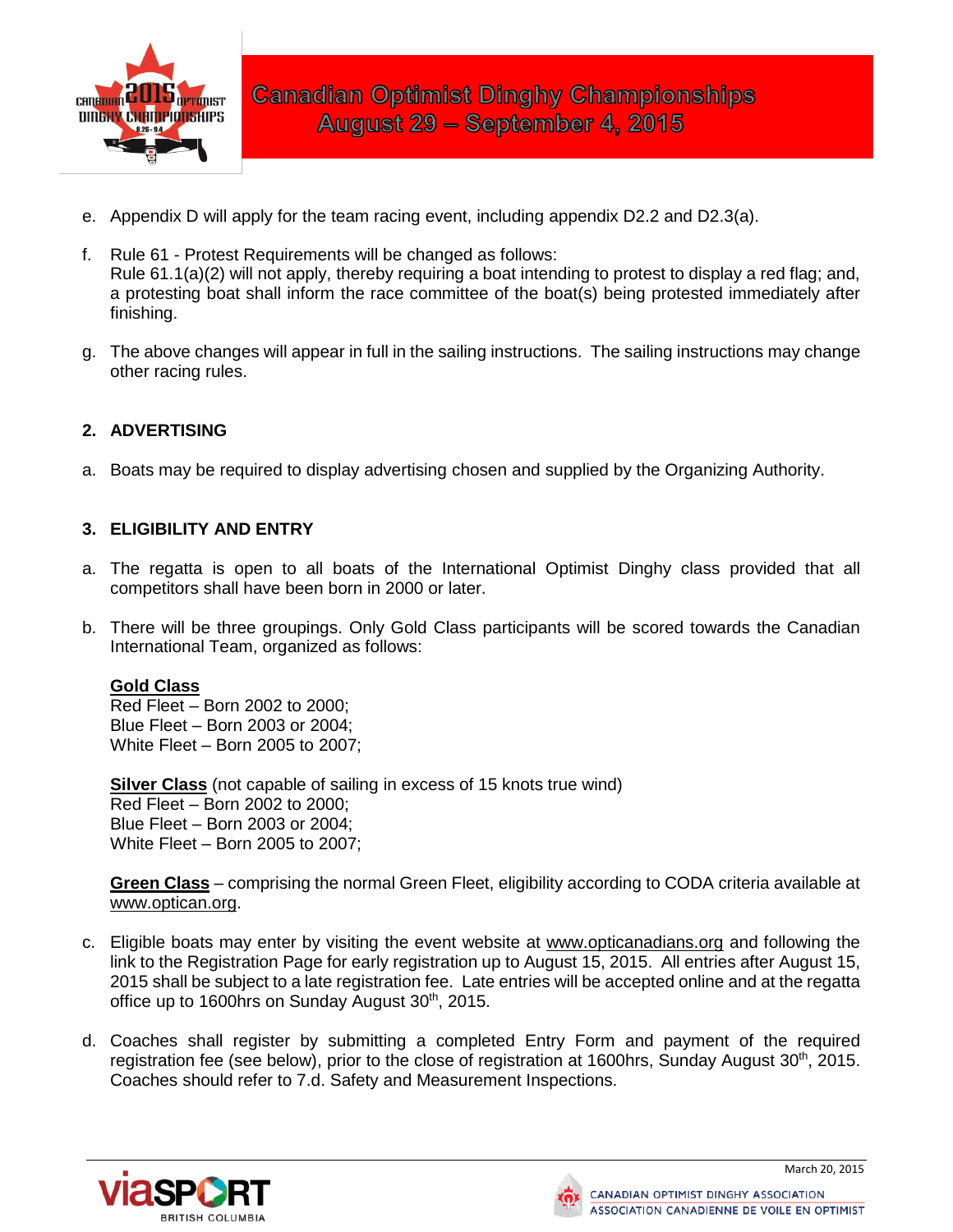e. Appendix D will apply for the team racing event, including appendix D2.2 and D2.3(a).

f. Rule 61 - Protest Requirements will be changed as follows:
Rule 61.1(a)(2) will not apply, thereby requiring a boat intending to protest to display a red flag; and, a protesting boat shall inform the race committee of the boat(s) being protested immediately after finishing.

g. The above changes will appear in full in the sailing instructions. The sailing instructions may change other racing rules.

## 2. ADVERTISING

a. Boats may be required to display advertising chosen and supplied by the Organizing Authority.

## 3. ELIGIBILITY AND ENTRY

a. The regatta is open to all boats of the International Optimist Dinghy class provided that all competitors shall have been born in 2000 or later.

b. There will be three groupings. Only Gold Class participants will be scored towards the Canadian International Team, organized as follows:

**Gold Class**
Red Fleet – Born 2002 to 2000;
Blue Fleet – Born 2003 or 2004;
White Fleet – Born 2005 to 2007;

**Silver Class** (not capable of sailing in excess of 15 knots true wind)
Red Fleet – Born 2002 to 2000;
Blue Fleet – Born 2003 or 2004;
White Fleet – Born 2005 to 2007;

**Green Class** – comprising the normal Green Fleet, eligibility according to CODA criteria available at www.optican.org.

c. Eligible boats may enter by visiting the event website at www.opticanadians.org and following the link to the Registration Page for early registration up to August 15, 2015. All entries after August 15, 2015 shall be subject to a late registration fee. Late entries will be accepted online and at the regatta office up to 1600hrs on Sunday August 30th, 2015.

d. Coaches shall register by submitting a completed Entry Form and payment of the required registration fee (see below), prior to the close of registration at 1600hrs, Sunday August 30th, 2015. Coaches should refer to 7.d. Safety and Measurement Inspections.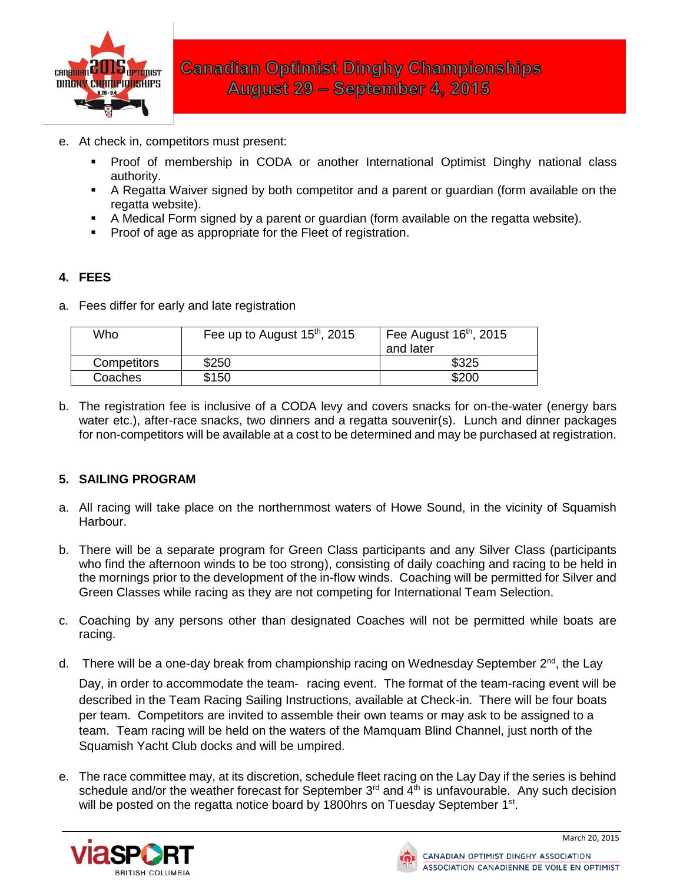e. At check in, competitors must present:

   - Proof of membership in CODA or another International Optimist Dinghy national class authority.
   - A Regatta Waiver signed by both competitor and a parent or guardian (form available on the regatta website).
   - A Medical Form signed by a parent or guardian (form available on the regatta website).
   - Proof of age as appropriate for the Fleet of registration.

## 4. FEES

a. Fees differ for early and late registration

| Who | Fee up to August 15th, 2015 | Fee August 16th, 2015 and later |
|---|---|---|
| Competitors | $250 | $325 |
| Coaches | $150 | $200 |

b. The registration fee is inclusive of a CODA levy and covers snacks for on-the-water (energy bars water etc.), after-race snacks, two dinners and a regatta souvenir(s). Lunch and dinner packages for non-competitors will be available at a cost to be determined and may be purchased at registration.

## 5. SAILING PROGRAM

a. All racing will take place on the northernmost waters of Howe Sound, in the vicinity of Squamish Harbour.

b. There will be a separate program for Green Class participants and any Silver Class (participants who find the afternoon winds to be too strong), consisting of daily coaching and racing to be held in the mornings prior to the development of the in-flow winds. Coaching will be permitted for Silver and Green Classes while racing as they are not competing for International Team Selection.

c. Coaching by any persons other than designated Coaches will not be permitted while boats are racing.

d. There will be a one-day break from championship racing on Wednesday September 2nd, the Lay Day, in order to accommodate the team- racing event. The format of the team-racing event will be described in the Team Racing Sailing Instructions, available at Check-in. There will be four boats per team. Competitors are invited to assemble their own teams or may ask to be assigned to a team. Team racing will be held on the waters of the Mamquam Blind Channel, just north of the Squamish Yacht Club docks and will be umpired.

e. The race committee may, at its discretion, schedule fleet racing on the Lay Day if the series is behind schedule and/or the weather forecast for September 3rd and 4th is unfavourable. Any such decision will be posted on the regatta notice board by 1800hrs on Tuesday September 1st.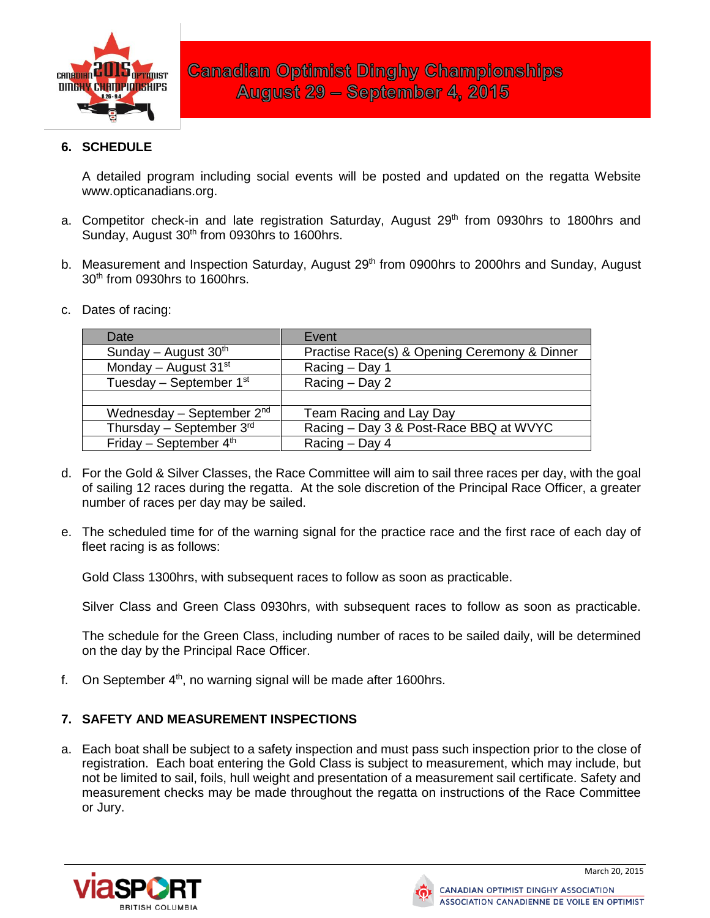## 6. SCHEDULE

A detailed program including social events will be posted and updated on the regatta Website www.opticanadians.org.

a. Competitor check-in and late registration Saturday, August 29th from 0930hrs to 1800hrs and Sunday, August 30th from 0930hrs to 1600hrs.

b. Measurement and Inspection Saturday, August 29th from 0900hrs to 2000hrs and Sunday, August 30th from 0930hrs to 1600hrs.

c. Dates of racing:

| Date | Event |
|---|---|
| Sunday – August 30th | Practise Race(s) & Opening Ceremony & Dinner |
| Monday – August 31st | Racing – Day 1 |
| Tuesday – September 1st | Racing – Day 2 |
| | |
| Wednesday – September 2nd | Team Racing and Lay Day |
| Thursday – September 3rd | Racing – Day 3 & Post-Race BBQ at WVYC |
| Friday – September 4th | Racing – Day 4 |

d. For the Gold & Silver Classes, the Race Committee will aim to sail three races per day, with the goal of sailing 12 races during the regatta. At the sole discretion of the Principal Race Officer, a greater number of races per day may be sailed.

e. The scheduled time for of the warning signal for the practice race and the first race of each day of fleet racing is as follows:

Gold Class 1300hrs, with subsequent races to follow as soon as practicable.

Silver Class and Green Class 0930hrs, with subsequent races to follow as soon as practicable.

The schedule for the Green Class, including number of races to be sailed daily, will be determined on the day by the Principal Race Officer.

f. On September 4th, no warning signal will be made after 1600hrs.

## 7. SAFETY AND MEASUREMENT INSPECTIONS

a. Each boat shall be subject to a safety inspection and must pass such inspection prior to the close of registration. Each boat entering the Gold Class is subject to measurement, which may include, but not be limited to sail, foils, hull weight and presentation of a measurement sail certificate. Safety and measurement checks may be made throughout the regatta on instructions of the Race Committee or Jury.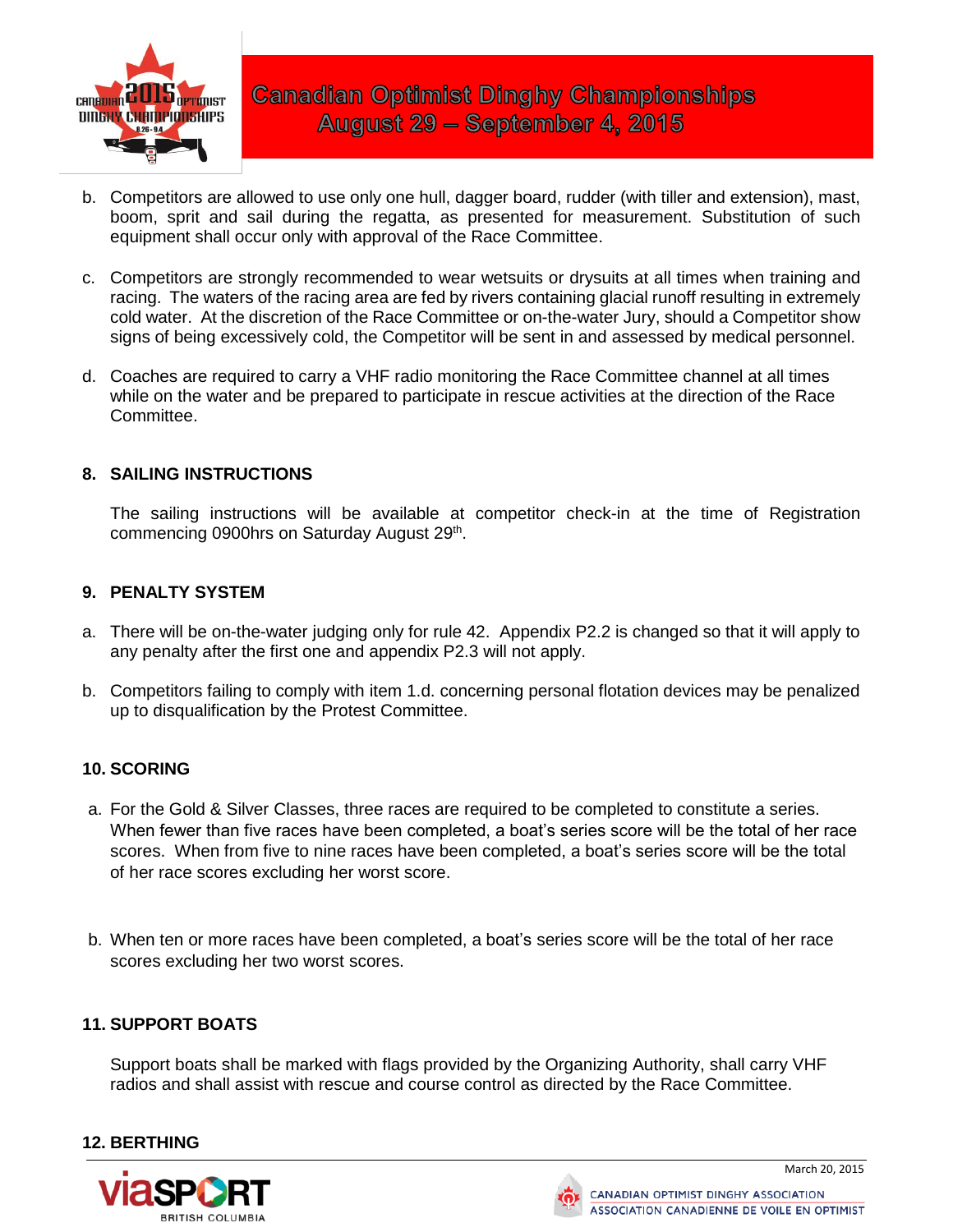b. Competitors are allowed to use only one hull, dagger board, rudder (with tiller and extension), mast, boom, sprit and sail during the regatta, as presented for measurement. Substitution of such equipment shall occur only with approval of the Race Committee.

c. Competitors are strongly recommended to wear wetsuits or drysuits at all times when training and racing. The waters of the racing area are fed by rivers containing glacial runoff resulting in extremely cold water. At the discretion of the Race Committee or on-the-water Jury, should a Competitor show signs of being excessively cold, the Competitor will be sent in and assessed by medical personnel.

d. Coaches are required to carry a VHF radio monitoring the Race Committee channel at all times while on the water and be prepared to participate in rescue activities at the direction of the Race Committee.

## 8. SAILING INSTRUCTIONS

The sailing instructions will be available at competitor check-in at the time of Registration commencing 0900hrs on Saturday August 29th.

## 9. PENALTY SYSTEM

a. There will be on-the-water judging only for rule 42. Appendix P2.2 is changed so that it will apply to any penalty after the first one and appendix P2.3 will not apply.

b. Competitors failing to comply with item 1.d. concerning personal flotation devices may be penalized up to disqualification by the Protest Committee.

## 10. SCORING

a. For the Gold & Silver Classes, three races are required to be completed to constitute a series. When fewer than five races have been completed, a boat's series score will be the total of her race scores. When from five to nine races have been completed, a boat's series score will be the total of her race scores excluding her worst score.

b. When ten or more races have been completed, a boat's series score will be the total of her race scores excluding her two worst scores.

## 11. SUPPORT BOATS

Support boats shall be marked with flags provided by the Organizing Authority, shall carry VHF radios and shall assist with rescue and course control as directed by the Race Committee.

## 12. BERTHING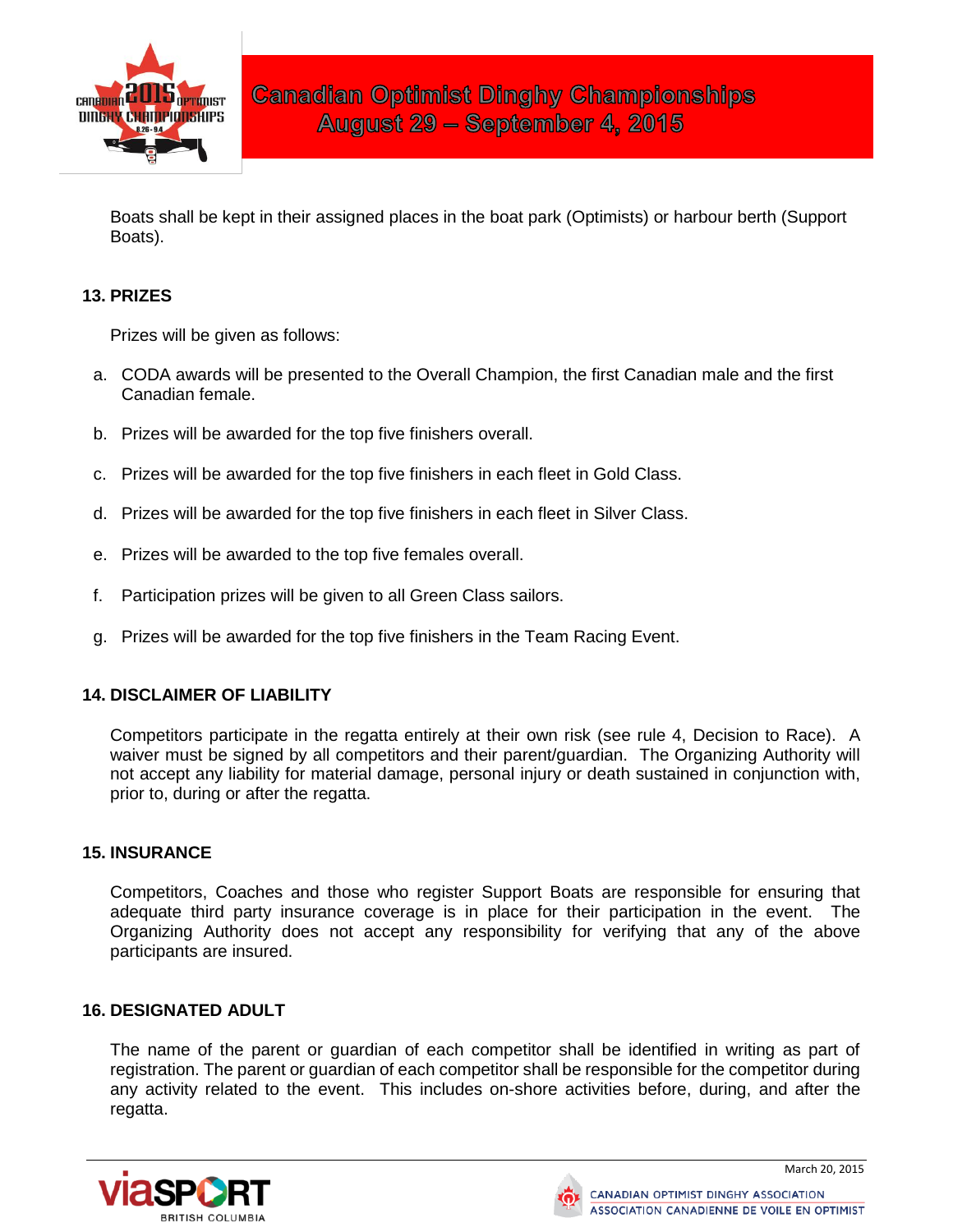Boats shall be kept in their assigned places in the boat park (Optimists) or harbour berth (Support Boats).

## 13. PRIZES

Prizes will be given as follows:

a. CODA awards will be presented to the Overall Champion, the first Canadian male and the first Canadian female.

b. Prizes will be awarded for the top five finishers overall.

c. Prizes will be awarded for the top five finishers in each fleet in Gold Class.

d. Prizes will be awarded for the top five finishers in each fleet in Silver Class.

e. Prizes will be awarded to the top five females overall.

f. Participation prizes will be given to all Green Class sailors.

g. Prizes will be awarded for the top five finishers in the Team Racing Event.

## 14. DISCLAIMER OF LIABILITY

Competitors participate in the regatta entirely at their own risk (see rule 4, Decision to Race). A waiver must be signed by all competitors and their parent/guardian. The Organizing Authority will not accept any liability for material damage, personal injury or death sustained in conjunction with, prior to, during or after the regatta.

## 15. INSURANCE

Competitors, Coaches and those who register Support Boats are responsible for ensuring that adequate third party insurance coverage is in place for their participation in the event. The Organizing Authority does not accept any responsibility for verifying that any of the above participants are insured.

## 16. DESIGNATED ADULT

The name of the parent or guardian of each competitor shall be identified in writing as part of registration. The parent or guardian of each competitor shall be responsible for the competitor during any activity related to the event. This includes on-shore activities before, during, and after the regatta.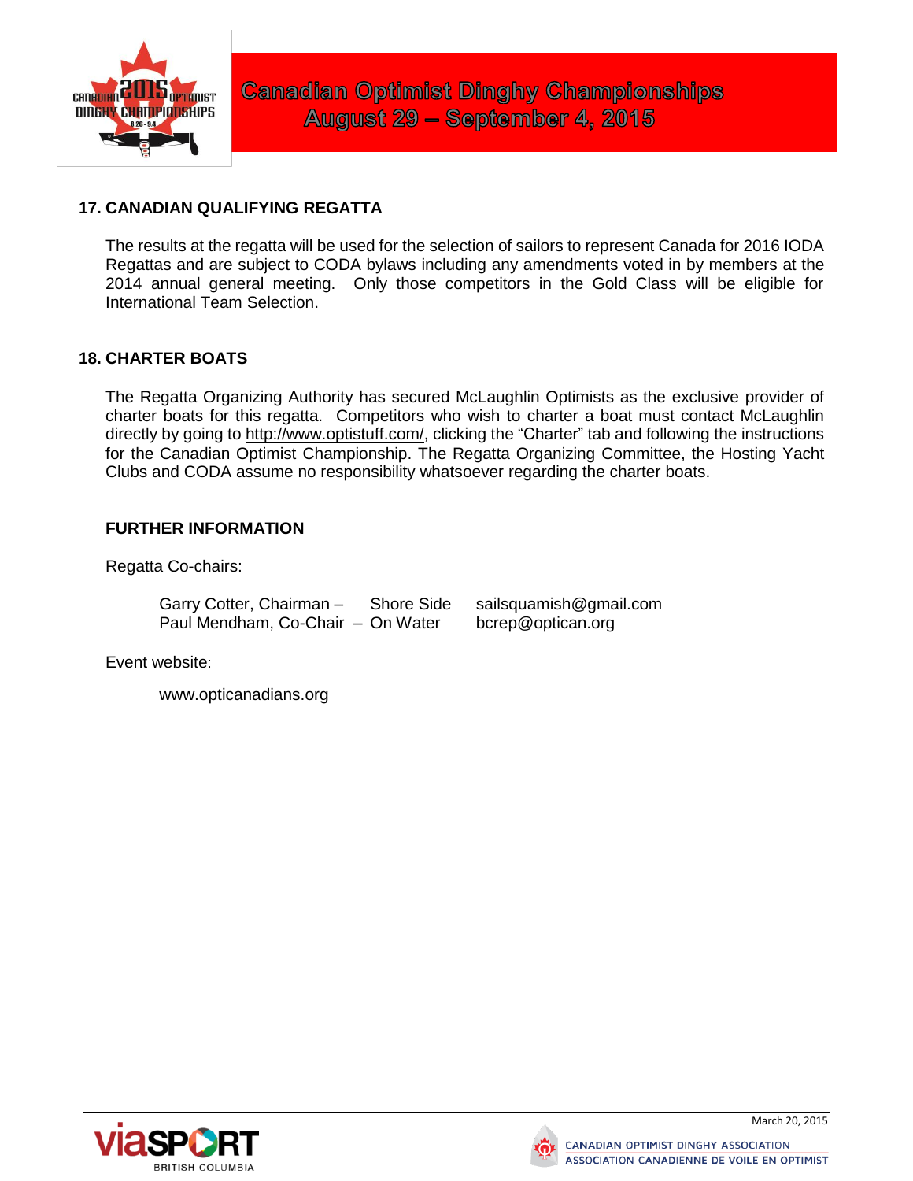## 17. CANADIAN QUALIFYING REGATTA

The results at the regatta will be used for the selection of sailors to represent Canada for 2016 IODA Regattas and are subject to CODA bylaws including any amendments voted in by members at the 2014 annual general meeting. Only those competitors in the Gold Class will be eligible for International Team Selection.

## 18. CHARTER BOATS

The Regatta Organizing Authority has secured McLaughlin Optimists as the exclusive provider of charter boats for this regatta. Competitors who wish to charter a boat must contact McLaughlin directly by going to http://www.optistuff.com/, clicking the "Charter" tab and following the instructions for the Canadian Optimist Championship. The Regatta Organizing Committee, the Hosting Yacht Clubs and CODA assume no responsibility whatsoever regarding the charter boats.

### FURTHER INFORMATION

Regatta Co-chairs:

| | | |
|---|---|---|
| Garry Cotter, Chairman – | Shore Side | sailsquamish@gmail.com |
| Paul Mendham, Co-Chair – | On Water | bcrep@optican.org |

Event website:

www.opticanadians.org